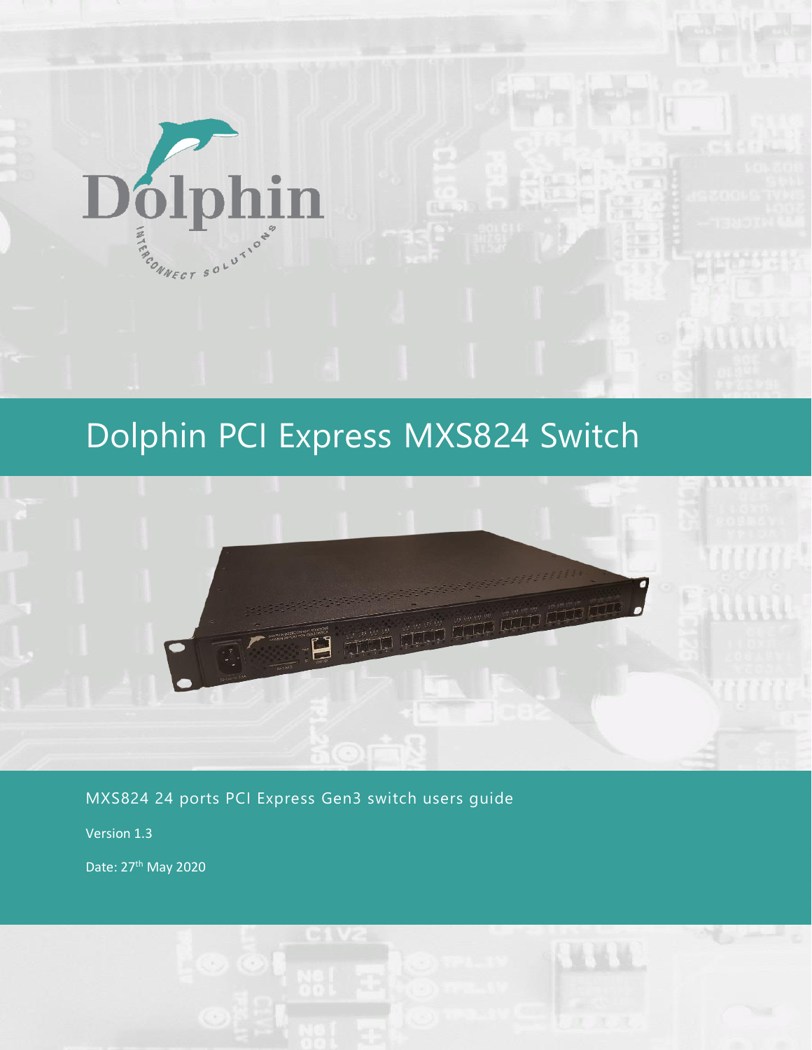# Dolphin PCI Express MXS824 Switch

MXS824 24 ports PCI Express Gen3 switch users guide

Version 1.3

Date: 27th May 2020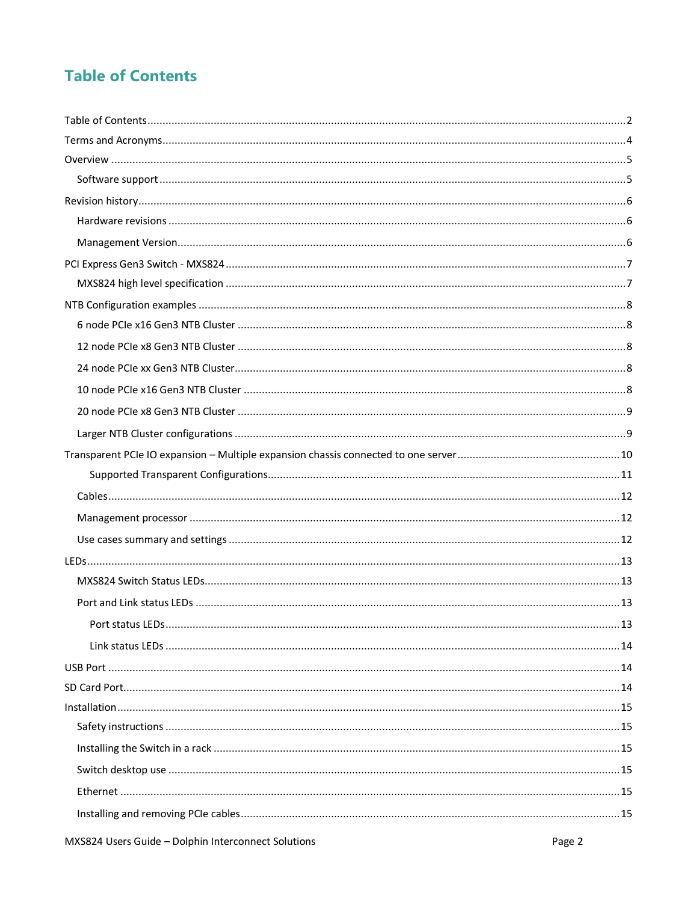# Table of Contents

Table of Contents ........................................................................................................................ 2

Terms and Acronyms ...................................................................................................................... 4

Overview ........................................................................................................................................ 5

- Software support ...................................................................................................................... 5

Revision history .............................................................................................................................. 6

- Hardware revisions ................................................................................................................... 6
- Management Version ................................................................................................................ 6

PCI Express Gen3 Switch - MXS824 ................................................................................................. 7

- MXS824 high level specification ............................................................................................... 7

NTB Configuration examples .......................................................................................................... 8

- 6 node PCIe x16 Gen3 NTB Cluster ............................................................................................ 8
- 12 node PCIe x8 Gen3 NTB Cluster ............................................................................................ 8
- 24 node PCIe xx Gen3 NTB Cluster ............................................................................................. 8
- 10 node PCIe x16 Gen3 NTB Cluster .......................................................................................... 8
- 20 node PCIe x8 Gen3 NTB Cluster ............................................................................................ 9
- Larger NTB Cluster configurations ............................................................................................ 9

Transparent PCIe IO expansion – Multiple expansion chassis connected to one server ............... 10

- Supported Transparent Configurations ............................................................................... 11
- Cables ...................................................................................................................................... 12
- Management processor .......................................................................................................... 12
- Use cases summary and settings ............................................................................................. 12

LEDs .............................................................................................................................................. 13

- MXS824 Switch Status LEDs ..................................................................................................... 13
- Port and Link status LEDs ........................................................................................................ 13
  - Port status LEDs ................................................................................................................. 13
  - Link status LEDs ................................................................................................................. 14

USB Port ....................................................................................................................................... 14

SD Card Port .................................................................................................................................. 14

Installation .................................................................................................................................... 15

- Safety instructions .................................................................................................................. 15
- Installing the Switch in a rack .................................................................................................. 15
- Switch desktop use ................................................................................................................. 15
- Ethernet .................................................................................................................................. 15
- Installing and removing PCIe cables ........................................................................................ 15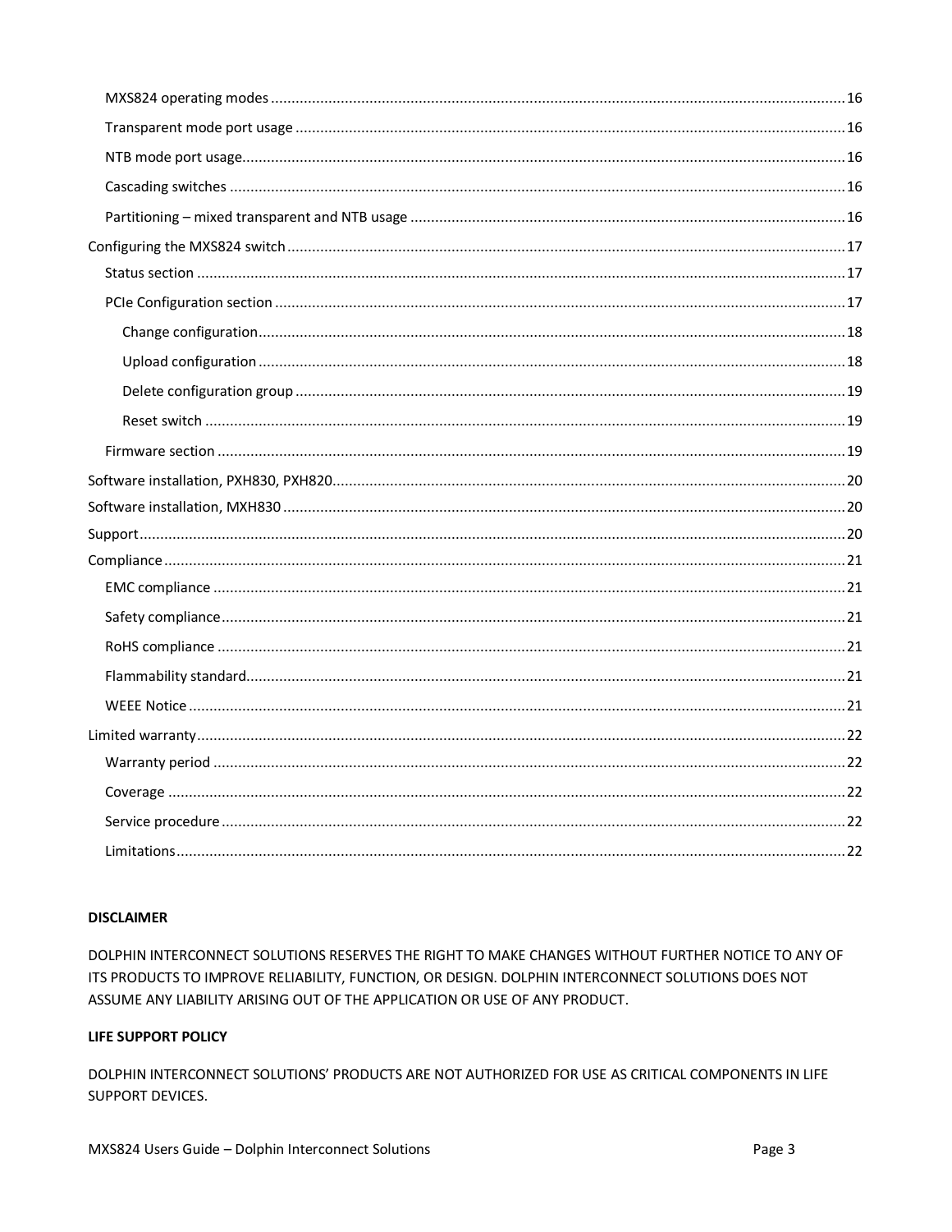- MXS824 operating modes ........ 16
- Transparent mode port usage ........ 16
- NTB mode port usage ........ 16
- Cascading switches ........ 16
- Partitioning – mixed transparent and NTB usage ........ 16

Configuring the MXS824 switch ........ 17

- Status section ........ 17
- PCIe Configuration section ........ 17
  - Change configuration ........ 18
  - Upload configuration ........ 18
  - Delete configuration group ........ 19
  - Reset switch ........ 19
- Firmware section ........ 19

Software installation, PXH830, PXH820 ........ 20

Software installation, MXH830 ........ 20

Support ........ 20

Compliance ........ 21

- EMC compliance ........ 21
- Safety compliance ........ 21
- RoHS compliance ........ 21
- Flammability standard ........ 21
- WEEE Notice ........ 21

Limited warranty ........ 22

- Warranty period ........ 22
- Coverage ........ 22
- Service procedure ........ 22
- Limitations ........ 22

**DISCLAIMER**

DOLPHIN INTERCONNECT SOLUTIONS RESERVES THE RIGHT TO MAKE CHANGES WITHOUT FURTHER NOTICE TO ANY OF ITS PRODUCTS TO IMPROVE RELIABILITY, FUNCTION, OR DESIGN. DOLPHIN INTERCONNECT SOLUTIONS DOES NOT ASSUME ANY LIABILITY ARISING OUT OF THE APPLICATION OR USE OF ANY PRODUCT.

**LIFE SUPPORT POLICY**

DOLPHIN INTERCONNECT SOLUTIONS' PRODUCTS ARE NOT AUTHORIZED FOR USE AS CRITICAL COMPONENTS IN LIFE SUPPORT DEVICES.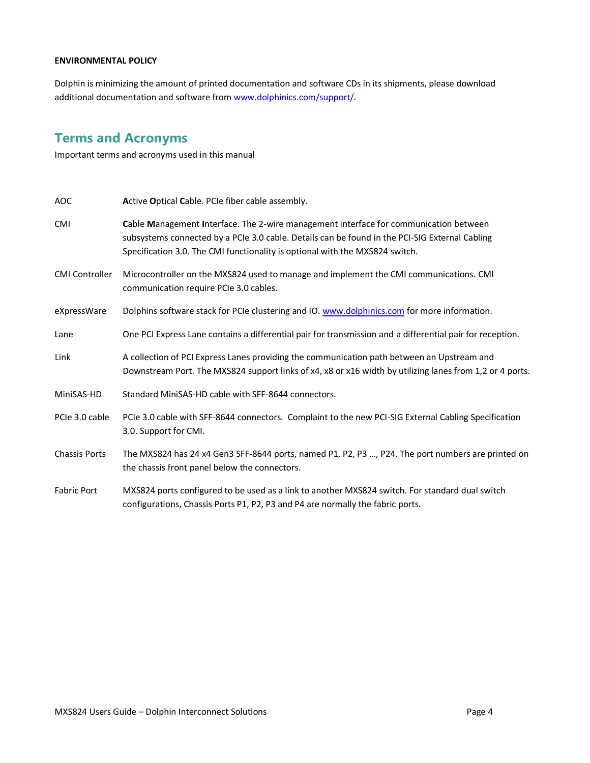**ENVIRONMENTAL POLICY**

Dolphin is minimizing the amount of printed documentation and software CDs in its shipments, please download additional documentation and software from www.dolphinics.com/support/.

## Terms and Acronyms

Important terms and acronyms used in this manual

| | |
|---|---|
| AOC | **A**ctive **O**ptical **C**able. PCIe fiber cable assembly. |
| CMI | **C**able **M**anagement **I**nterface. The 2-wire management interface for communication between subsystems connected by a PCIe 3.0 cable. Details can be found in the PCI-SIG External Cabling Specification 3.0. The CMI functionality is optional with the MXS824 switch. |
| CMI Controller | Microcontroller on the MXS824 used to manage and implement the CMI communications. CMI communication require PCIe 3.0 cables. |
| eXpressWare | Dolphins software stack for PCIe clustering and IO. www.dolphinics.com for more information. |
| Lane | One PCI Express Lane contains a differential pair for transmission and a differential pair for reception. |
| Link | A collection of PCI Express Lanes providing the communication path between an Upstream and Downstream Port. The MXS824 support links of x4, x8 or x16 width by utilizing lanes from 1,2 or 4 ports. |
| MiniSAS-HD | Standard MiniSAS-HD cable with SFF-8644 connectors. |
| PCIe 3.0 cable | PCIe 3.0 cable with SFF-8644 connectors. Complaint to the new PCI-SIG External Cabling Specification 3.0. Support for CMI. |
| Chassis Ports | The MXS824 has 24 x4 Gen3 SFF-8644 ports, named P1, P2, P3 …, P24. The port numbers are printed on the chassis front panel below the connectors. |
| Fabric Port | MXS824 ports configured to be used as a link to another MXS824 switch. For standard dual switch configurations, Chassis Ports P1, P2, P3 and P4 are normally the fabric ports. |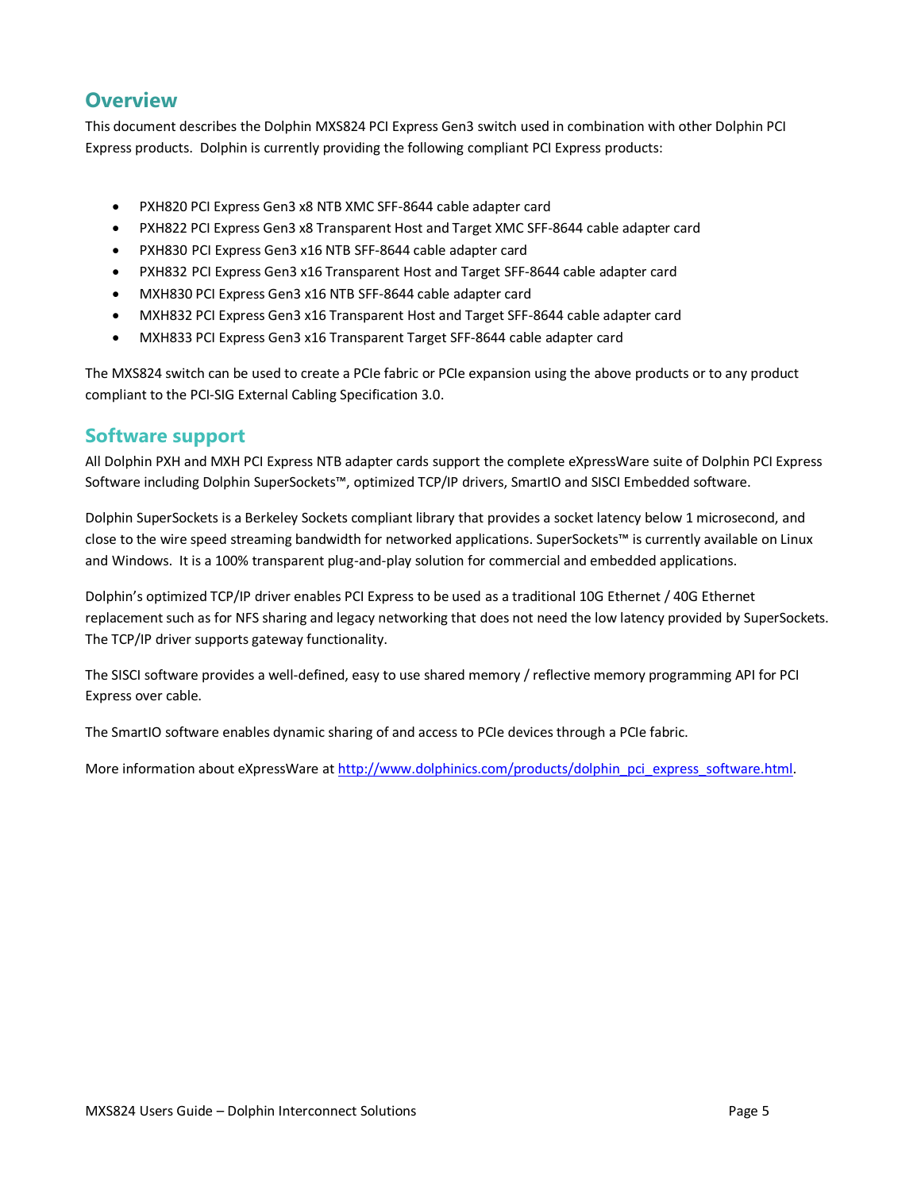## Overview

This document describes the Dolphin MXS824 PCI Express Gen3 switch used in combination with other Dolphin PCI Express products. Dolphin is currently providing the following compliant PCI Express products:

- PXH820 PCI Express Gen3 x8 NTB XMC SFF-8644 cable adapter card
- PXH822 PCI Express Gen3 x8 Transparent Host and Target XMC SFF-8644 cable adapter card
- PXH830 PCI Express Gen3 x16 NTB SFF-8644 cable adapter card
- PXH832 PCI Express Gen3 x16 Transparent Host and Target SFF-8644 cable adapter card
- MXH830 PCI Express Gen3 x16 NTB SFF-8644 cable adapter card
- MXH832 PCI Express Gen3 x16 Transparent Host and Target SFF-8644 cable adapter card
- MXH833 PCI Express Gen3 x16 Transparent Target SFF-8644 cable adapter card

The MXS824 switch can be used to create a PCIe fabric or PCIe expansion using the above products or to any product compliant to the PCI-SIG External Cabling Specification 3.0.

## Software support

All Dolphin PXH and MXH PCI Express NTB adapter cards support the complete eXpressWare suite of Dolphin PCI Express Software including Dolphin SuperSockets™, optimized TCP/IP drivers, SmartIO and SISCI Embedded software.

Dolphin SuperSockets is a Berkeley Sockets compliant library that provides a socket latency below 1 microsecond, and close to the wire speed streaming bandwidth for networked applications. SuperSockets™ is currently available on Linux and Windows. It is a 100% transparent plug-and-play solution for commercial and embedded applications.

Dolphin's optimized TCP/IP driver enables PCI Express to be used as a traditional 10G Ethernet / 40G Ethernet replacement such as for NFS sharing and legacy networking that does not need the low latency provided by SuperSockets. The TCP/IP driver supports gateway functionality.

The SISCI software provides a well-defined, easy to use shared memory / reflective memory programming API for PCI Express over cable.

The SmartIO software enables dynamic sharing of and access to PCIe devices through a PCIe fabric.

More information about eXpressWare at http://www.dolphinics.com/products/dolphin_pci_express_software.html.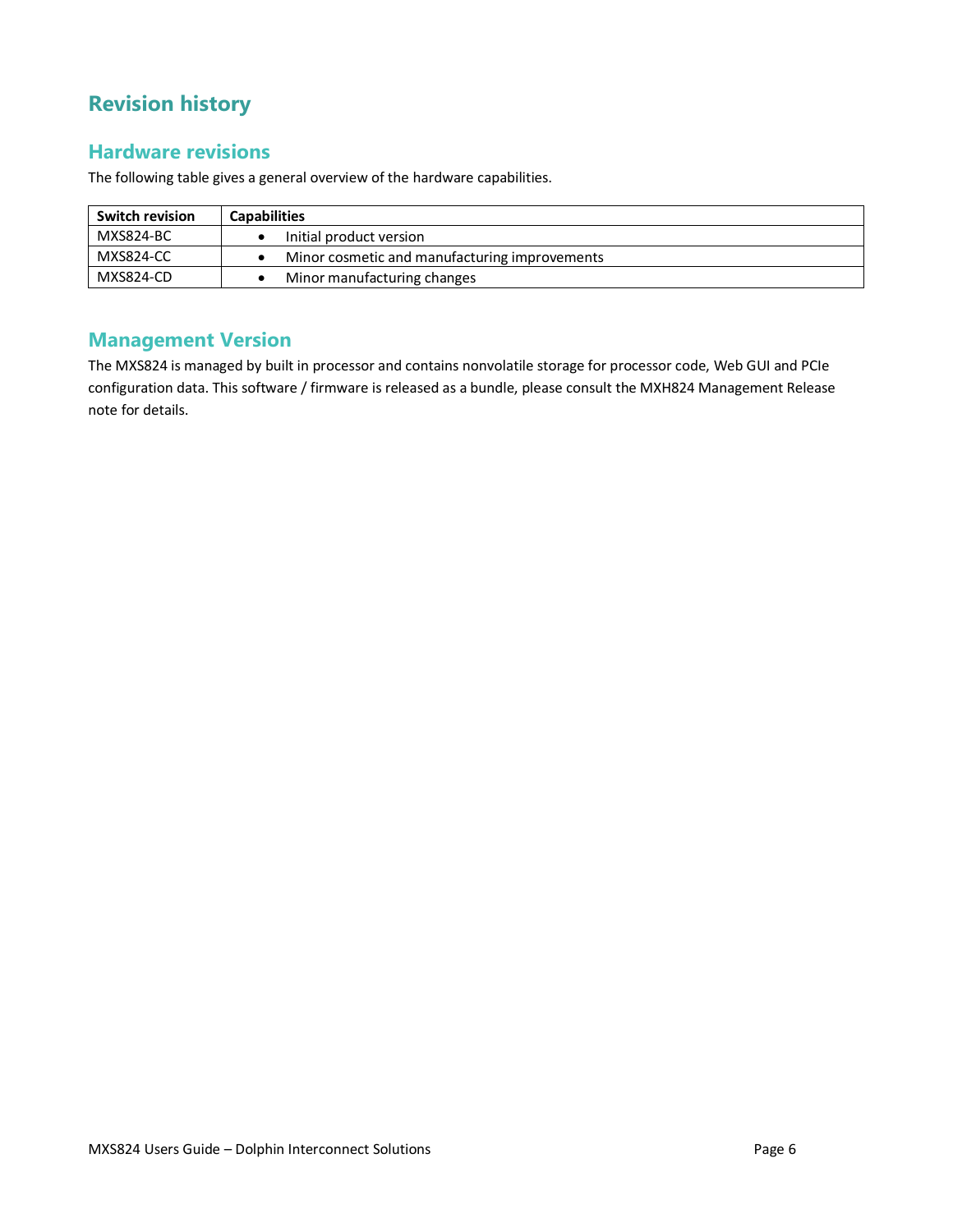# Revision history

## Hardware revisions

The following table gives a general overview of the hardware capabilities.

| Switch revision | Capabilities |
| --- | --- |
| MXS824-BC | • Initial product version |
| MXS824-CC | • Minor cosmetic and manufacturing improvements |
| MXS824-CD | • Minor manufacturing changes |

## Management Version

The MXS824 is managed by built in processor and contains nonvolatile storage for processor code, Web GUI and PCIe configuration data. This software / firmware is released as a bundle, please consult the MXH824 Management Release note for details.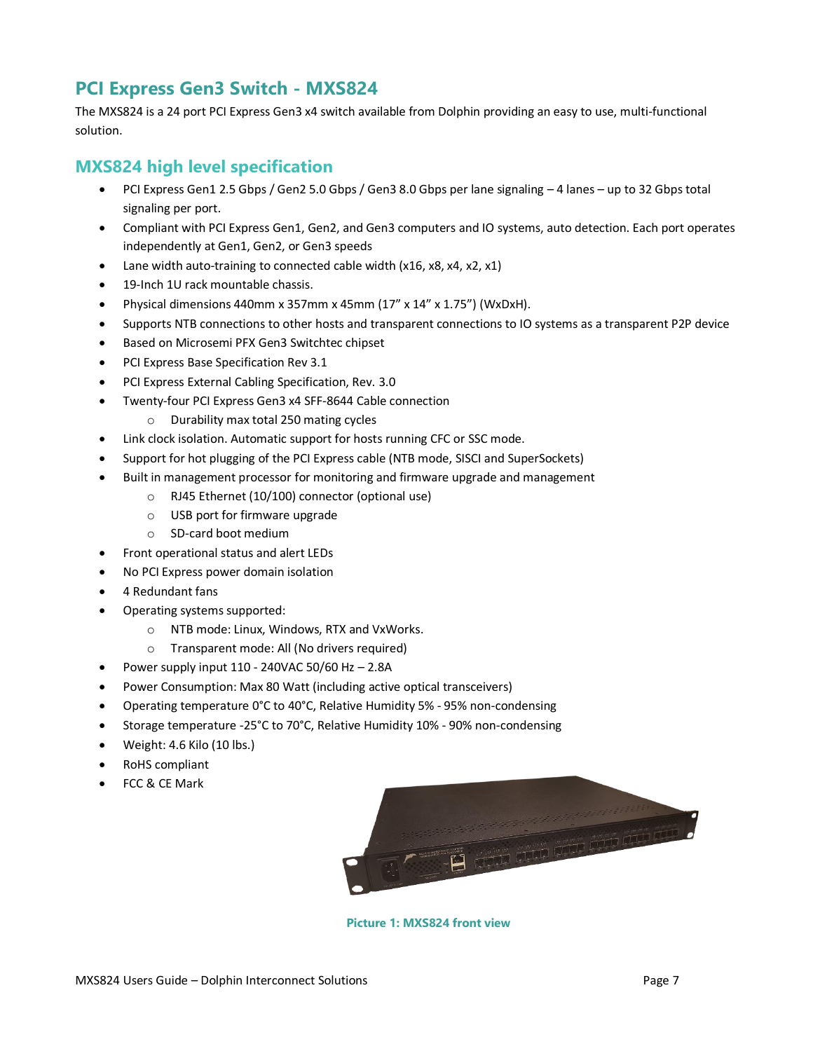## PCI Express Gen3 Switch - MXS824

The MXS824 is a 24 port PCI Express Gen3 x4 switch available from Dolphin providing an easy to use, multi-functional solution.

## MXS824 high level specification

- PCI Express Gen1 2.5 Gbps / Gen2 5.0 Gbps / Gen3 8.0 Gbps per lane signaling – 4 lanes – up to 32 Gbps total signaling per port.
- Compliant with PCI Express Gen1, Gen2, and Gen3 computers and IO systems, auto detection. Each port operates independently at Gen1, Gen2, or Gen3 speeds
- Lane width auto-training to connected cable width (x16, x8, x4, x2, x1)
- 19-Inch 1U rack mountable chassis.
- Physical dimensions 440mm x 357mm x 45mm (17" x 14" x 1.75") (WxDxH).
- Supports NTB connections to other hosts and transparent connections to IO systems as a transparent P2P device
- Based on Microsemi PFX Gen3 Switchtec chipset
- PCI Express Base Specification Rev 3.1
- PCI Express External Cabling Specification, Rev. 3.0
- Twenty-four PCI Express Gen3 x4 SFF-8644 Cable connection
  - Durability max total 250 mating cycles
- Link clock isolation. Automatic support for hosts running CFC or SSC mode.
- Support for hot plugging of the PCI Express cable (NTB mode, SISCI and SuperSockets)
- Built in management processor for monitoring and firmware upgrade and management
  - RJ45 Ethernet (10/100) connector (optional use)
  - USB port for firmware upgrade
  - SD-card boot medium
- Front operational status and alert LEDs
- No PCI Express power domain isolation
- 4 Redundant fans
- Operating systems supported:
  - NTB mode: Linux, Windows, RTX and VxWorks.
  - Transparent mode: All (No drivers required)
- Power supply input 110 - 240VAC 50/60 Hz – 2.8A
- Power Consumption: Max 80 Watt (including active optical transceivers)
- Operating temperature 0°C to 40°C, Relative Humidity 5% - 95% non-condensing
- Storage temperature -25°C to 70°C, Relative Humidity 10% - 90% non-condensing
- Weight: 4.6 Kilo (10 lbs.)
- RoHS compliant
- FCC & CE Mark

**Picture 1: MXS824 front view**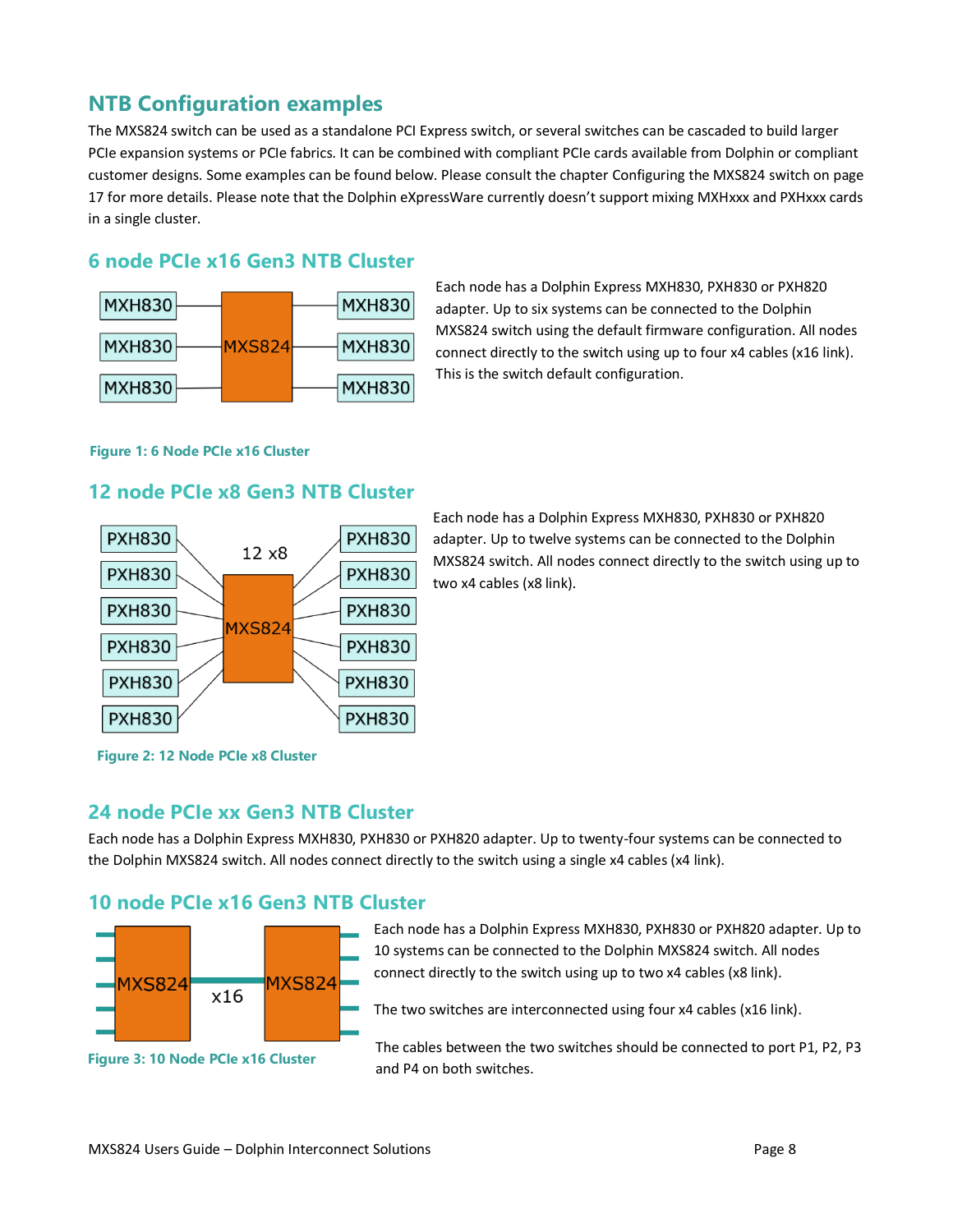## NTB Configuration examples

The MXS824 switch can be used as a standalone PCI Express switch, or several switches can be cascaded to build larger PCIe expansion systems or PCIe fabrics. It can be combined with compliant PCIe cards available from Dolphin or compliant customer designs. Some examples can be found below. Please consult the chapter Configuring the MXS824 switch on page 17 for more details. Please note that the Dolphin eXpressWare currently doesn't support mixing MXHxxx and PXHxxx cards in a single cluster.

### 6 node PCIe x16 Gen3 NTB Cluster

Each node has a Dolphin Express MXH830, PXH830 or PXH820 adapter. Up to six systems can be connected to the Dolphin MXS824 switch using the default firmware configuration. All nodes connect directly to the switch using up to four x4 cables (x16 link). This is the switch default configuration.

Figure 1: 6 Node PCIe x16 Cluster

### 12 node PCIe x8 Gen3 NTB Cluster

Each node has a Dolphin Express MXH830, PXH830 or PXH820 adapter. Up to twelve systems can be connected to the Dolphin MXS824 switch. All nodes connect directly to the switch using up to two x4 cables (x8 link).

Figure 2: 12 Node PCIe x8 Cluster

### 24 node PCIe xx Gen3 NTB Cluster

Each node has a Dolphin Express MXH830, PXH830 or PXH820 adapter. Up to twenty-four systems can be connected to the Dolphin MXS824 switch. All nodes connect directly to the switch using a single x4 cables (x4 link).

### 10 node PCIe x16 Gen3 NTB Cluster

Each node has a Dolphin Express MXH830, PXH830 or PXH820 adapter. Up to 10 systems can be connected to the Dolphin MXS824 switch. All nodes connect directly to the switch using up to two x4 cables (x8 link).

The two switches are interconnected using four x4 cables (x16 link).

The cables between the two switches should be connected to port P1, P2, P3 and P4 on both switches.

Figure 3: 10 Node PCIe x16 Cluster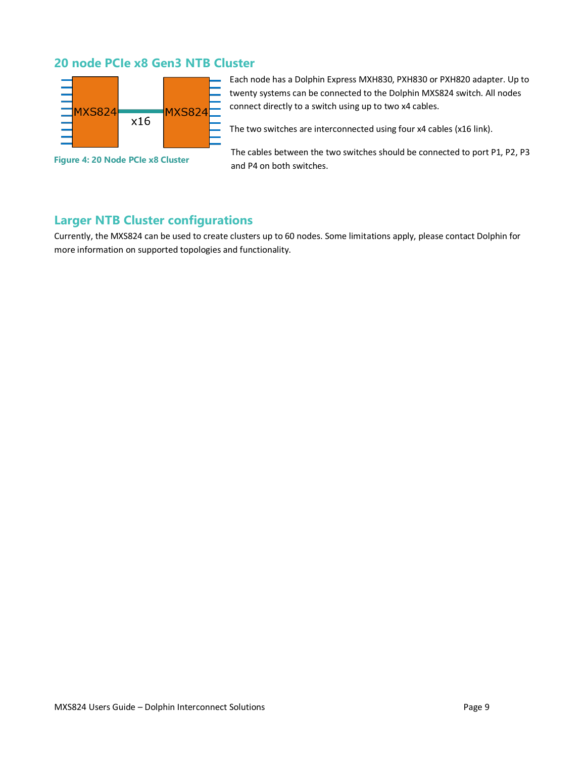## 20 node PCIe x8 Gen3 NTB Cluster

Each node has a Dolphin Express MXH830, PXH830 or PXH820 adapter. Up to twenty systems can be connected to the Dolphin MXS824 switch. All nodes connect directly to a switch using up to two x4 cables.

The two switches are interconnected using four x4 cables (x16 link).

The cables between the two switches should be connected to port P1, P2, P3 and P4 on both switches.

Figure 4: 20 Node PCIe x8 Cluster

## Larger NTB Cluster configurations

Currently, the MXS824 can be used to create clusters up to 60 nodes. Some limitations apply, please contact Dolphin for more information on supported topologies and functionality.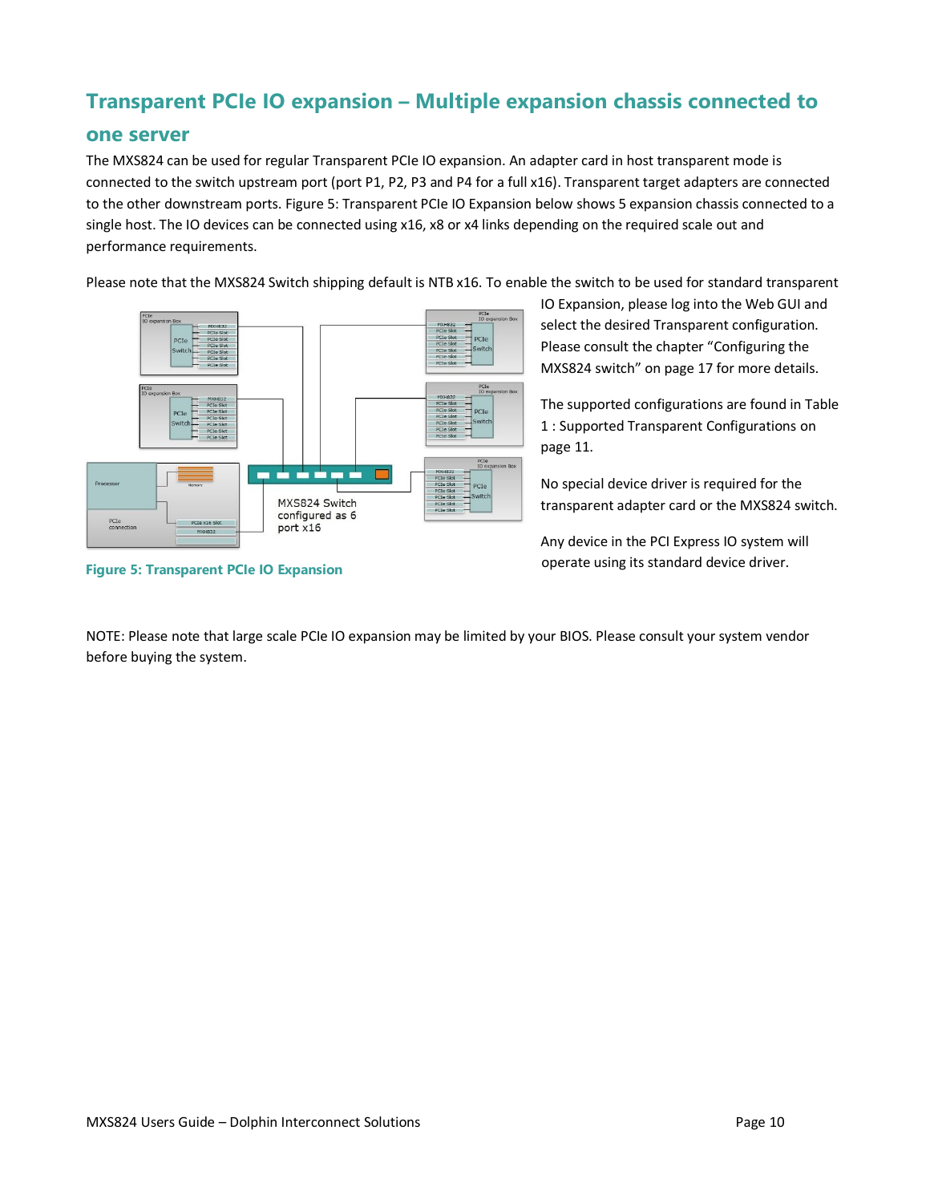## Transparent PCIe IO expansion – Multiple expansion chassis connected to one server

The MXS824 can be used for regular Transparent PCIe IO expansion. An adapter card in host transparent mode is connected to the switch upstream port (port P1, P2, P3 and P4 for a full x16). Transparent target adapters are connected to the other downstream ports. Figure 5: Transparent PCIe IO Expansion below shows 5 expansion chassis connected to a single host. The IO devices can be connected using x16, x8 or x4 links depending on the required scale out and performance requirements.

Please note that the MXS824 Switch shipping default is NTB x16. To enable the switch to be used for standard transparent IO Expansion, please log into the Web GUI and select the desired Transparent configuration. Please consult the chapter "Configuring the MXS824 switch" on page 17 for more details.

The supported configurations are found in Table 1 : Supported Transparent Configurations on page 11.

No special device driver is required for the transparent adapter card or the MXS824 switch.

Any device in the PCI Express IO system will operate using its standard device driver.

**Figure 5: Transparent PCIe IO Expansion**

NOTE: Please note that large scale PCIe IO expansion may be limited by your BIOS. Please consult your system vendor before buying the system.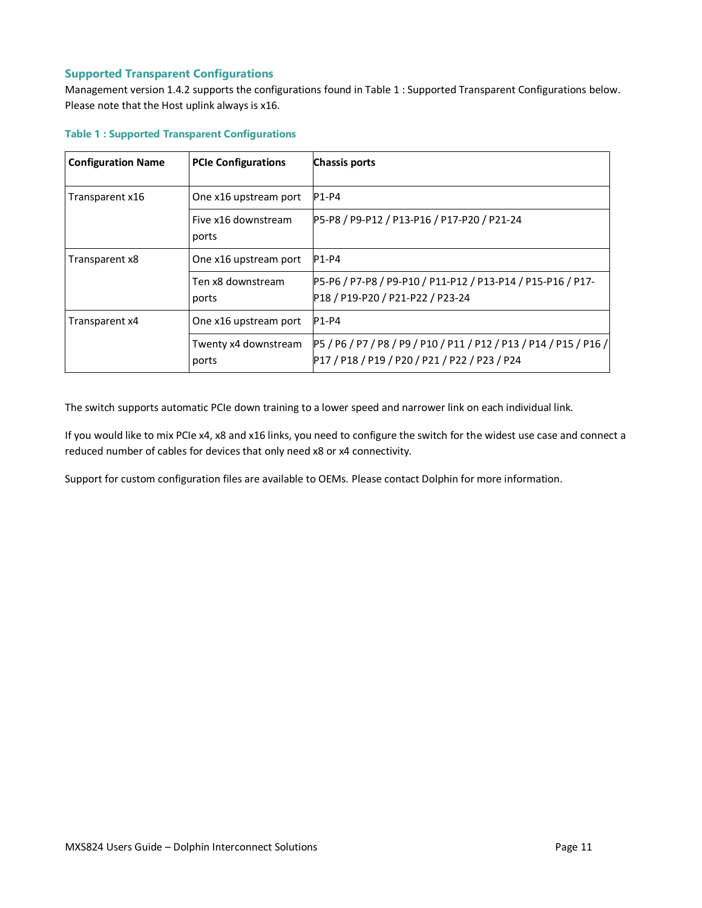### Supported Transparent Configurations

Management version 1.4.2 supports the configurations found in Table 1 : Supported Transparent Configurations below. Please note that the Host uplink always is x16.

**Table 1 : Supported Transparent Configurations**

| Configuration Name | PCIe Configurations | Chassis ports |
|---|---|---|
| Transparent x16 | One x16 upstream port | P1-P4 |
| | Five x16 downstream ports | P5-P8 / P9-P12 / P13-P16 / P17-P20 / P21-24 |
| Transparent x8 | One x16 upstream port | P1-P4 |
| | Ten x8 downstream ports | P5-P6 / P7-P8 / P9-P10 / P11-P12 / P13-P14 / P15-P16 / P17-P18 / P19-P20 / P21-P22 / P23-24 |
| Transparent x4 | One x16 upstream port | P1-P4 |
| | Twenty x4 downstream ports | P5 / P6 / P7 / P8 / P9 / P10 / P11 / P12 / P13 / P14 / P15 / P16 / P17 / P18 / P19 / P20 / P21 / P22 / P23 / P24 |

The switch supports automatic PCIe down training to a lower speed and narrower link on each individual link.

If you would like to mix PCIe x4, x8 and x16 links, you need to configure the switch for the widest use case and connect a reduced number of cables for devices that only need x8 or x4 connectivity.

Support for custom configuration files are available to OEMs. Please contact Dolphin for more information.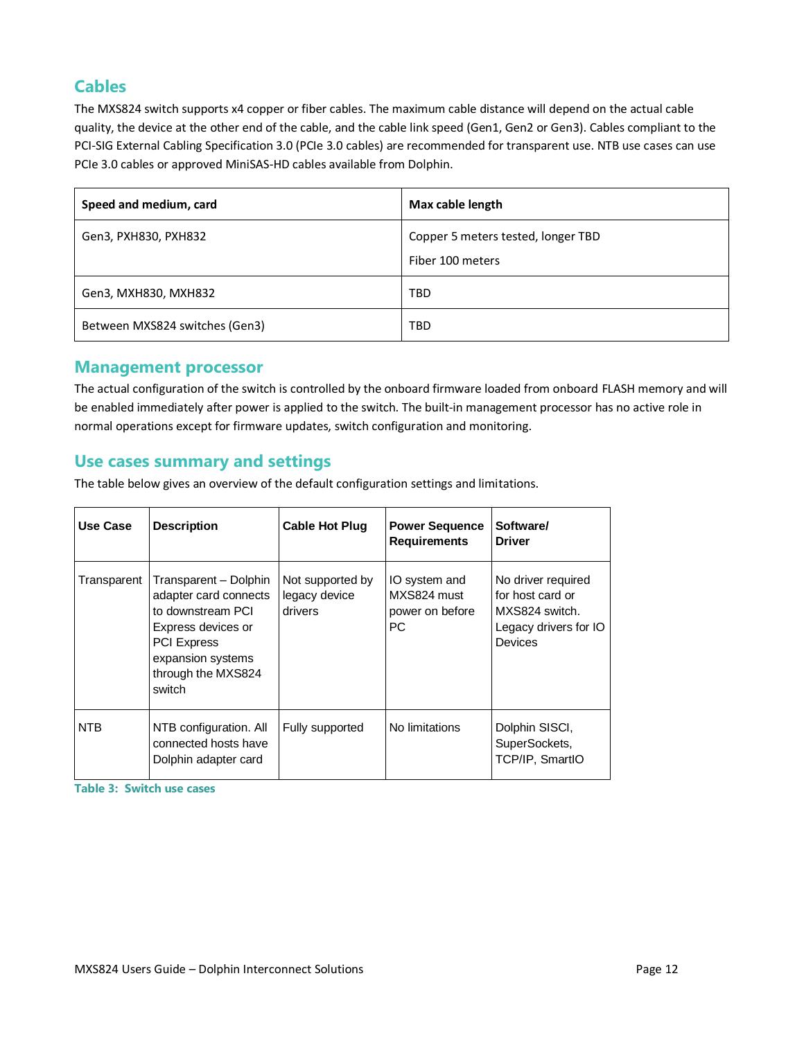## Cables

The MXS824 switch supports x4 copper or fiber cables. The maximum cable distance will depend on the actual cable quality, the device at the other end of the cable, and the cable link speed (Gen1, Gen2 or Gen3). Cables compliant to the PCI-SIG External Cabling Specification 3.0 (PCIe 3.0 cables) are recommended for transparent use. NTB use cases can use PCIe 3.0 cables or approved MiniSAS-HD cables available from Dolphin.

| Speed and medium, card | Max cable length |
|---|---|
| Gen3, PXH830, PXH832 | Copper 5 meters tested, longer TBD<br>Fiber 100 meters |
| Gen3, MXH830, MXH832 | TBD |
| Between MXS824 switches (Gen3) | TBD |

## Management processor

The actual configuration of the switch is controlled by the onboard firmware loaded from onboard FLASH memory and will be enabled immediately after power is applied to the switch. The built-in management processor has no active role in normal operations except for firmware updates, switch configuration and monitoring.

## Use cases summary and settings

The table below gives an overview of the default configuration settings and limitations.

| Use Case | Description | Cable Hot Plug | Power Sequence Requirements | Software/ Driver |
|---|---|---|---|---|
| Transparent | Transparent – Dolphin adapter card connects to downstream PCI Express devices or PCI Express expansion systems through the MXS824 switch | Not supported by legacy device drivers | IO system and MXS824 must power on before PC | No driver required for host card or MXS824 switch. Legacy drivers for IO Devices |
| NTB | NTB configuration. All connected hosts have Dolphin adapter card | Fully supported | No limitations | Dolphin SISCI, SuperSockets, TCP/IP, SmartIO |

Table 3: Switch use cases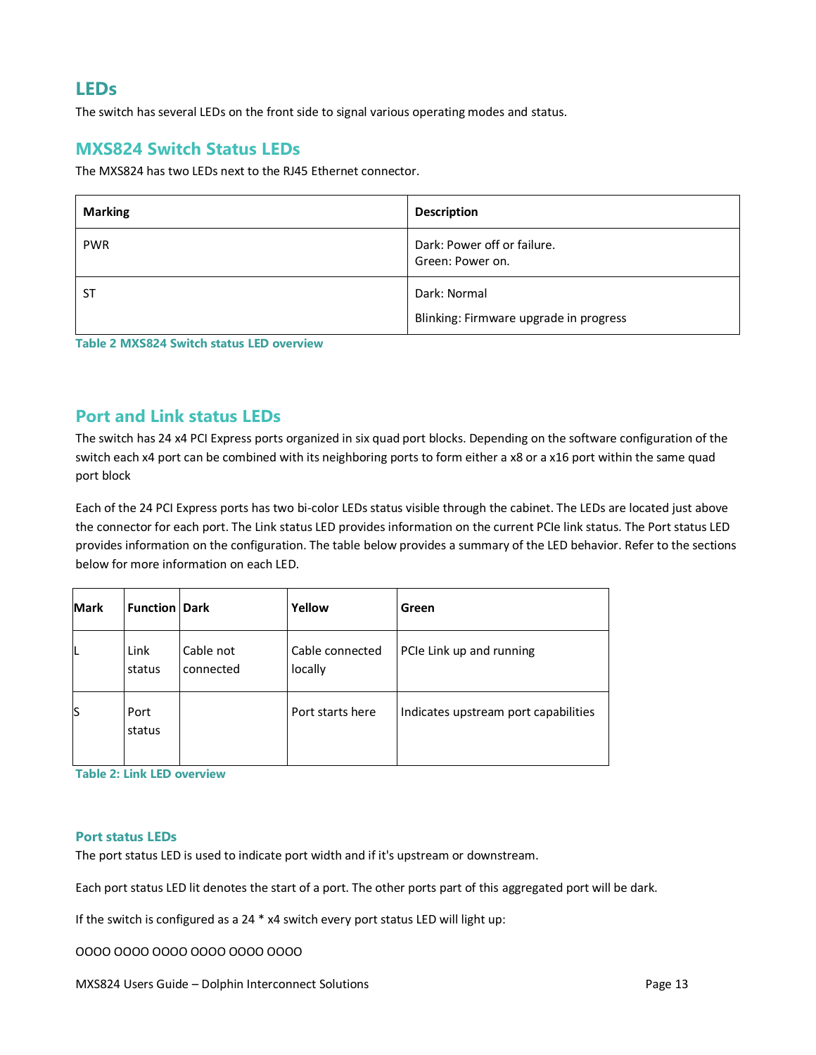## LEDs

The switch has several LEDs on the front side to signal various operating modes and status.

### MXS824 Switch Status LEDs

The MXS824 has two LEDs next to the RJ45 Ethernet connector.

| Marking | Description |
|---|---|
| PWR | Dark: Power off or failure.<br>Green: Power on. |
| ST | Dark: Normal<br><br>Blinking: Firmware upgrade in progress |

**Table 2 MXS824 Switch status LED overview**

### Port and Link status LEDs

The switch has 24 x4 PCI Express ports organized in six quad port blocks. Depending on the software configuration of the switch each x4 port can be combined with its neighboring ports to form either a x8 or a x16 port within the same quad port block

Each of the 24 PCI Express ports has two bi-color LEDs status visible through the cabinet. The LEDs are located just above the connector for each port. The Link status LED provides information on the current PCIe link status. The Port status LED provides information on the configuration. The table below provides a summary of the LED behavior. Refer to the sections below for more information on each LED.

| Mark | Function | Dark | Yellow | Green |
|---|---|---|---|---|
| L | Link status | Cable not connected | Cable connected locally | PCIe Link up and running |
| S | Port status | | Port starts here | Indicates upstream port capabilities |

**Table 2: Link LED overview**

#### Port status LEDs

The port status LED is used to indicate port width and if it's upstream or downstream.

Each port status LED lit denotes the start of a port. The other ports part of this aggregated port will be dark.

If the switch is configured as a 24 * x4 switch every port status LED will light up:

OOOO OOOO OOOO OOOO OOOO OOOO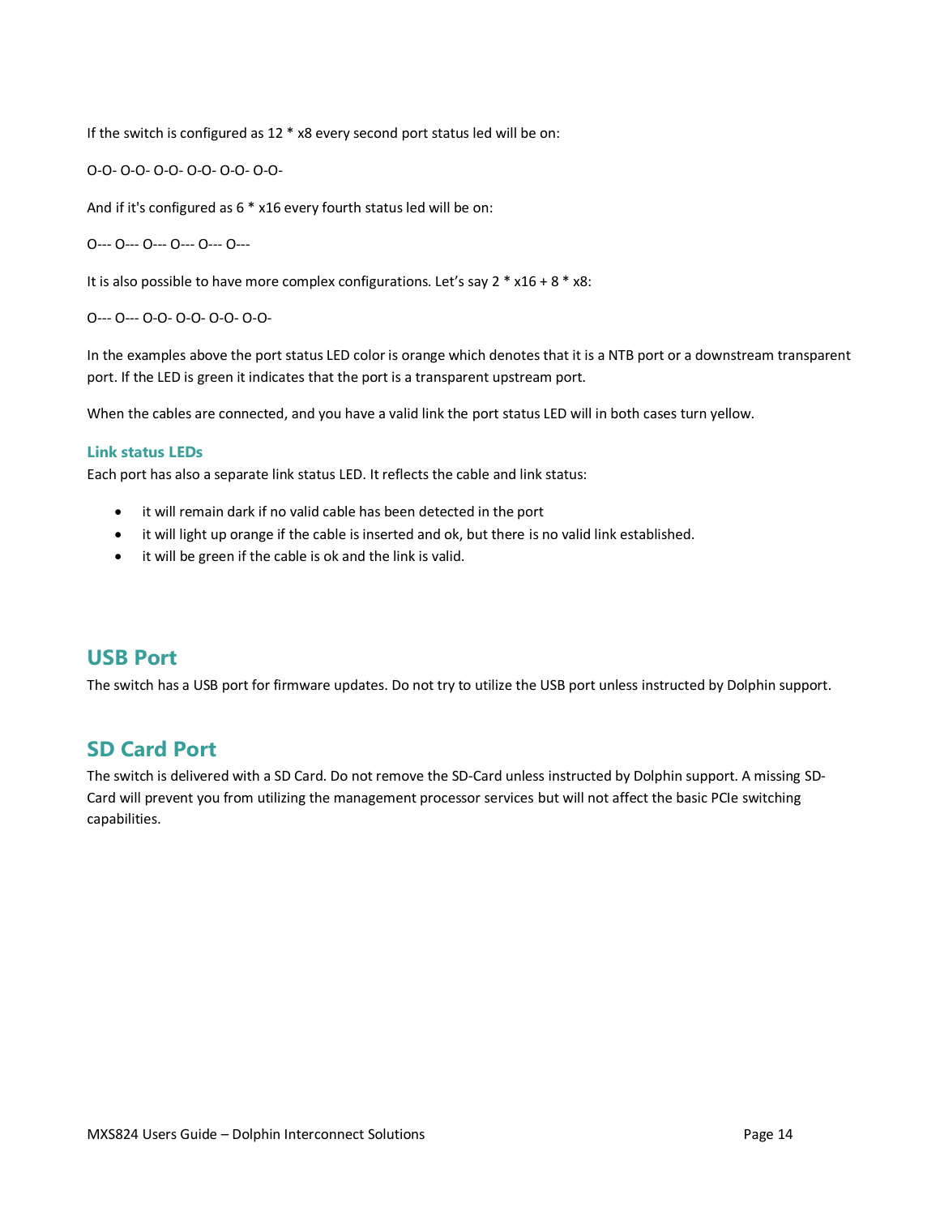If the switch is configured as 12 * x8 every second port status led will be on:

O-O- O-O- O-O- O-O- O-O- O-O-

And if it's configured as 6 * x16 every fourth status led will be on:

O--- O--- O--- O--- O--- O---

It is also possible to have more complex configurations. Let's say 2 * x16 + 8 * x8:

O--- O--- O-O- O-O- O-O- O-O-

In the examples above the port status LED color is orange which denotes that it is a NTB port or a downstream transparent port. If the LED is green it indicates that the port is a transparent upstream port.

When the cables are connected, and you have a valid link the port status LED will in both cases turn yellow.

### Link status LEDs

Each port has also a separate link status LED. It reflects the cable and link status:

- it will remain dark if no valid cable has been detected in the port
- it will light up orange if the cable is inserted and ok, but there is no valid link established.
- it will be green if the cable is ok and the link is valid.

## USB Port

The switch has a USB port for firmware updates. Do not try to utilize the USB port unless instructed by Dolphin support.

## SD Card Port

The switch is delivered with a SD Card. Do not remove the SD-Card unless instructed by Dolphin support. A missing SD-Card will prevent you from utilizing the management processor services but will not affect the basic PCIe switching capabilities.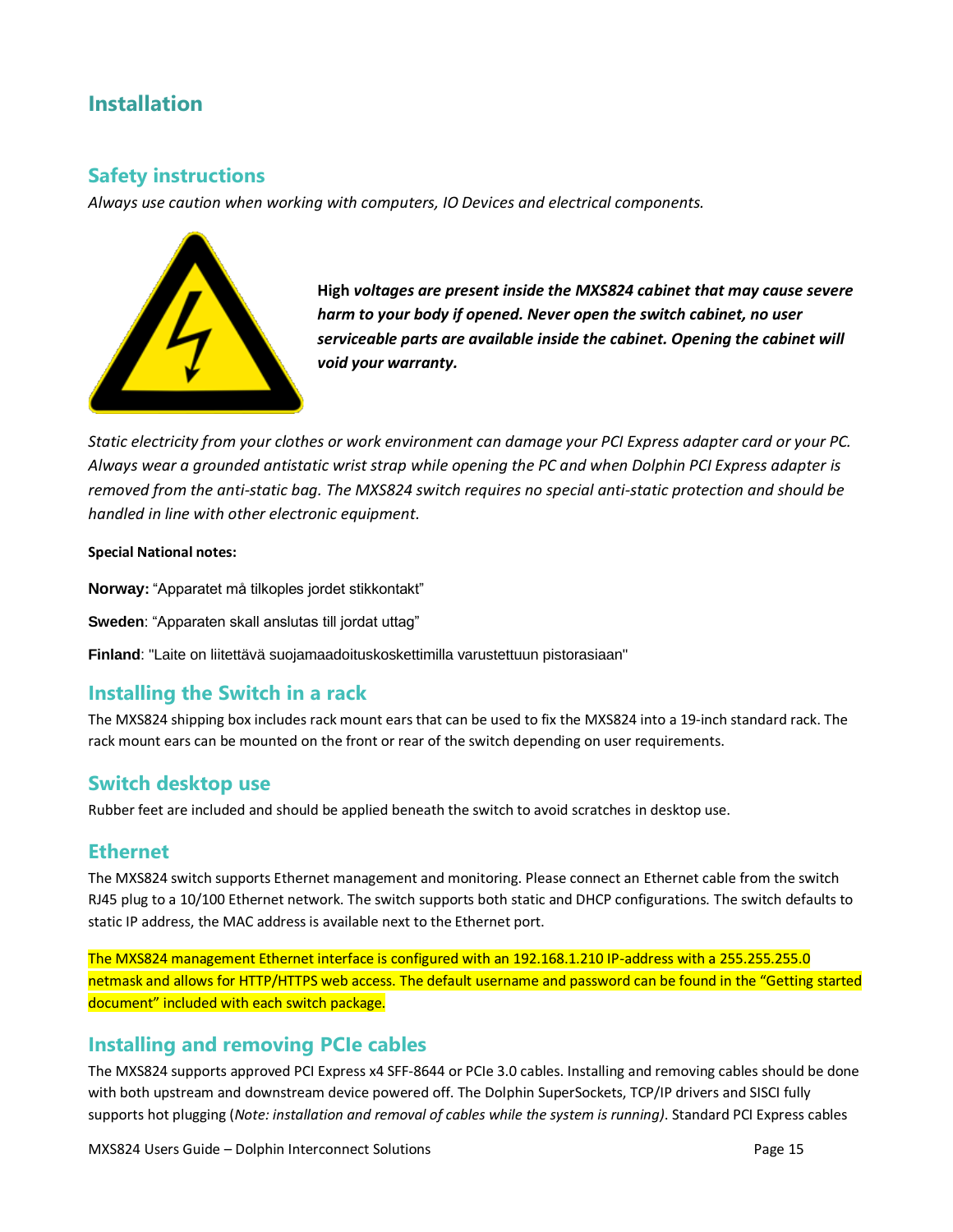# Installation

## Safety instructions

*Always use caution when working with computers, IO Devices and electrical components.*

**High *voltages are present inside the MXS824 cabinet that may cause severe harm to your body if opened. Never open the switch cabinet, no user serviceable parts are available inside the cabinet. Opening the cabinet will void your warranty.***

*Static electricity from your clothes or work environment can damage your PCI Express adapter card or your PC. Always wear a grounded antistatic wrist strap while opening the PC and when Dolphin PCI Express adapter is removed from the anti-static bag. The MXS824 switch requires no special anti-static protection and should be handled in line with other electronic equipment.*

**Special National notes:**

**Norway:** "Apparatet må tilkoples jordet stikkontakt"

**Sweden**: "Apparaten skall anslutas till jordat uttag"

**Finland**: "Laite on liitettävä suojamaadoituskoskettimilla varustettuun pistorasiaan"

## Installing the Switch in a rack

The MXS824 shipping box includes rack mount ears that can be used to fix the MXS824 into a 19-inch standard rack. The rack mount ears can be mounted on the front or rear of the switch depending on user requirements.

## Switch desktop use

Rubber feet are included and should be applied beneath the switch to avoid scratches in desktop use.

## Ethernet

The MXS824 switch supports Ethernet management and monitoring. Please connect an Ethernet cable from the switch RJ45 plug to a 10/100 Ethernet network. The switch supports both static and DHCP configurations. The switch defaults to static IP address, the MAC address is available next to the Ethernet port.

The MXS824 management Ethernet interface is configured with an 192.168.1.210 IP-address with a 255.255.255.0 netmask and allows for HTTP/HTTPS web access. The default username and password can be found in the "Getting started document" included with each switch package.

## Installing and removing PCIe cables

The MXS824 supports approved PCI Express x4 SFF-8644 or PCIe 3.0 cables. Installing and removing cables should be done with both upstream and downstream device powered off. The Dolphin SuperSockets, TCP/IP drivers and SISCI fully supports hot plugging (*Note: installation and removal of cables while the system is running)*. Standard PCI Express cables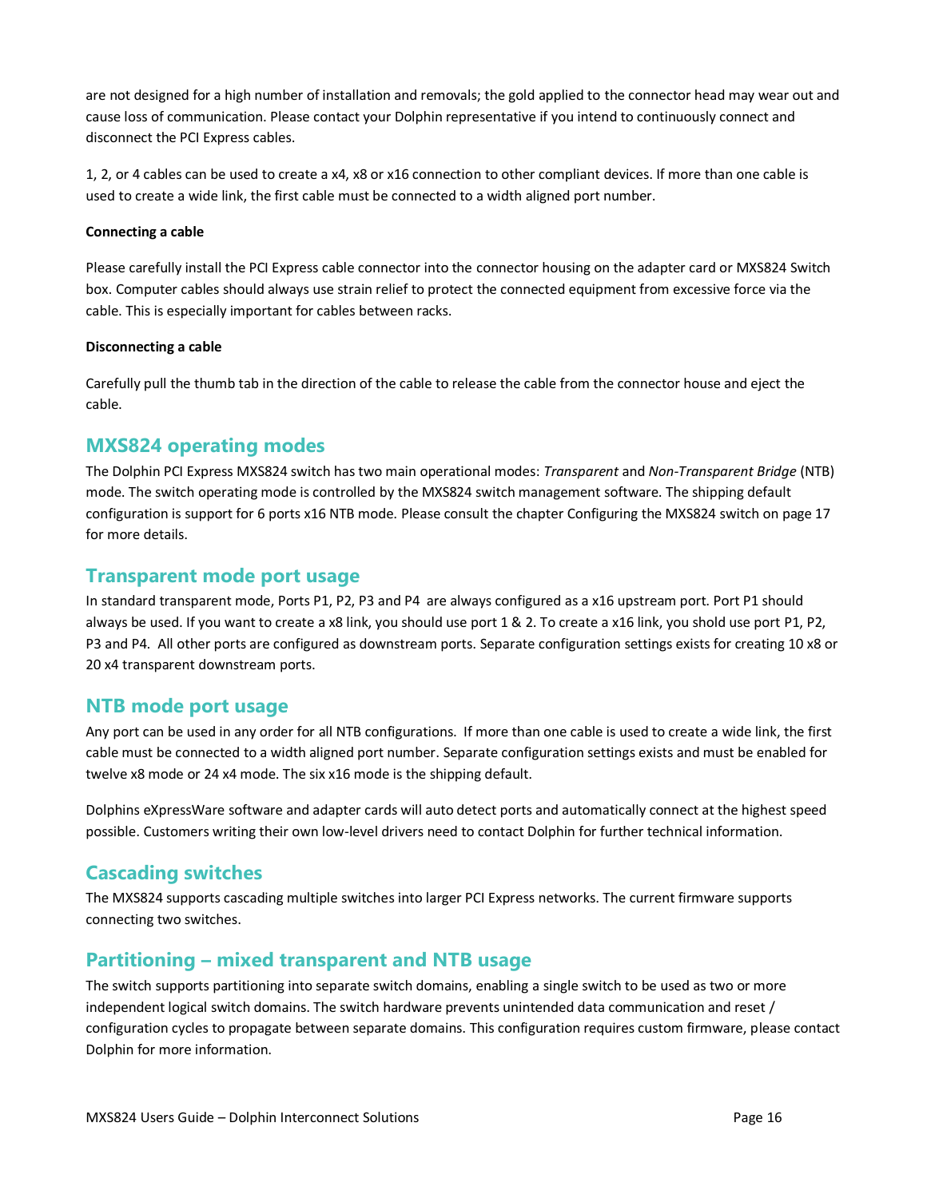are not designed for a high number of installation and removals; the gold applied to the connector head may wear out and cause loss of communication. Please contact your Dolphin representative if you intend to continuously connect and disconnect the PCI Express cables.

1, 2, or 4 cables can be used to create a x4, x8 or x16 connection to other compliant devices. If more than one cable is used to create a wide link, the first cable must be connected to a width aligned port number.

**Connecting a cable**

Please carefully install the PCI Express cable connector into the connector housing on the adapter card or MXS824 Switch box. Computer cables should always use strain relief to protect the connected equipment from excessive force via the cable. This is especially important for cables between racks.

**Disconnecting a cable**

Carefully pull the thumb tab in the direction of the cable to release the cable from the connector house and eject the cable.

## MXS824 operating modes

The Dolphin PCI Express MXS824 switch has two main operational modes: *Transparent* and *Non-Transparent Bridge* (NTB) mode. The switch operating mode is controlled by the MXS824 switch management software. The shipping default configuration is support for 6 ports x16 NTB mode. Please consult the chapter Configuring the MXS824 switch on page 17 for more details.

## Transparent mode port usage

In standard transparent mode, Ports P1, P2, P3 and P4 are always configured as a x16 upstream port. Port P1 should always be used. If you want to create a x8 link, you should use port 1 & 2. To create a x16 link, you shold use port P1, P2, P3 and P4. All other ports are configured as downstream ports. Separate configuration settings exists for creating 10 x8 or 20 x4 transparent downstream ports.

## NTB mode port usage

Any port can be used in any order for all NTB configurations. If more than one cable is used to create a wide link, the first cable must be connected to a width aligned port number. Separate configuration settings exists and must be enabled for twelve x8 mode or 24 x4 mode. The six x16 mode is the shipping default.

Dolphins eXpressWare software and adapter cards will auto detect ports and automatically connect at the highest speed possible. Customers writing their own low-level drivers need to contact Dolphin for further technical information.

## Cascading switches

The MXS824 supports cascading multiple switches into larger PCI Express networks. The current firmware supports connecting two switches.

## Partitioning – mixed transparent and NTB usage

The switch supports partitioning into separate switch domains, enabling a single switch to be used as two or more independent logical switch domains. The switch hardware prevents unintended data communication and reset / configuration cycles to propagate between separate domains. This configuration requires custom firmware, please contact Dolphin for more information.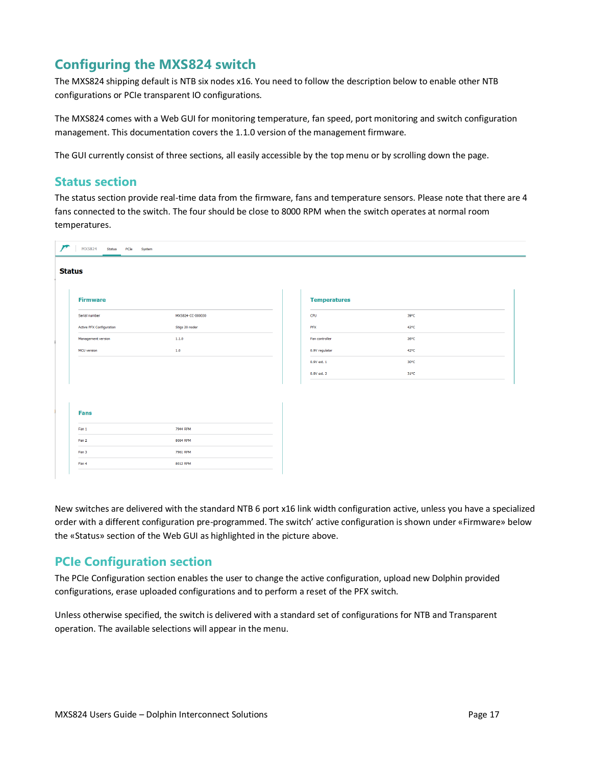## Configuring the MXS824 switch

The MXS824 shipping default is NTB six nodes x16. You need to follow the description below to enable other NTB configurations or PCIe transparent IO configurations.

The MXS824 comes with a Web GUI for monitoring temperature, fan speed, port monitoring and switch configuration management. This documentation covers the 1.1.0 version of the management firmware.

The GUI currently consist of three sections, all easily accessible by the top menu or by scrolling down the page.

### Status section

The status section provide real-time data from the firmware, fans and temperature sensors. Please note that there are 4 fans connected to the switch. The four should be close to 8000 RPM when the switch operates at normal room temperatures.

MXS824 | Status | PCIe | System

**Status**

**Firmware**

| | |
|---|---|
| Serial number | MXS824-CC-000030 |
| Active PFX Configuration | Stigs 20 noder |
| Management version | 1.1.0 |
| MCU version | 1.0 |

**Temperatures**

| | |
|---|---|
| CPU | 39°C |
| PFX | 42°C |
| Fan controller | 26°C |
| 0.9V regulator | 42°C |
| 0.9V ext. 1 | 30°C |
| 0.9V ext. 2 | 31°C |

**Fans**

| | |
|---|---|
| Fan 1 | 7944 RPM |
| Fan 2 | 8064 RPM |
| Fan 3 | 7961 RPM |
| Fan 4 | 8012 RPM |

New switches are delivered with the standard NTB 6 port x16 link width configuration active, unless you have a specialized order with a different configuration pre-programmed. The switch' active configuration is shown under «Firmware» below the «Status» section of the Web GUI as highlighted in the picture above.

### PCIe Configuration section

The PCIe Configuration section enables the user to change the active configuration, upload new Dolphin provided configurations, erase uploaded configurations and to perform a reset of the PFX switch.

Unless otherwise specified, the switch is delivered with a standard set of configurations for NTB and Transparent operation. The available selections will appear in the menu.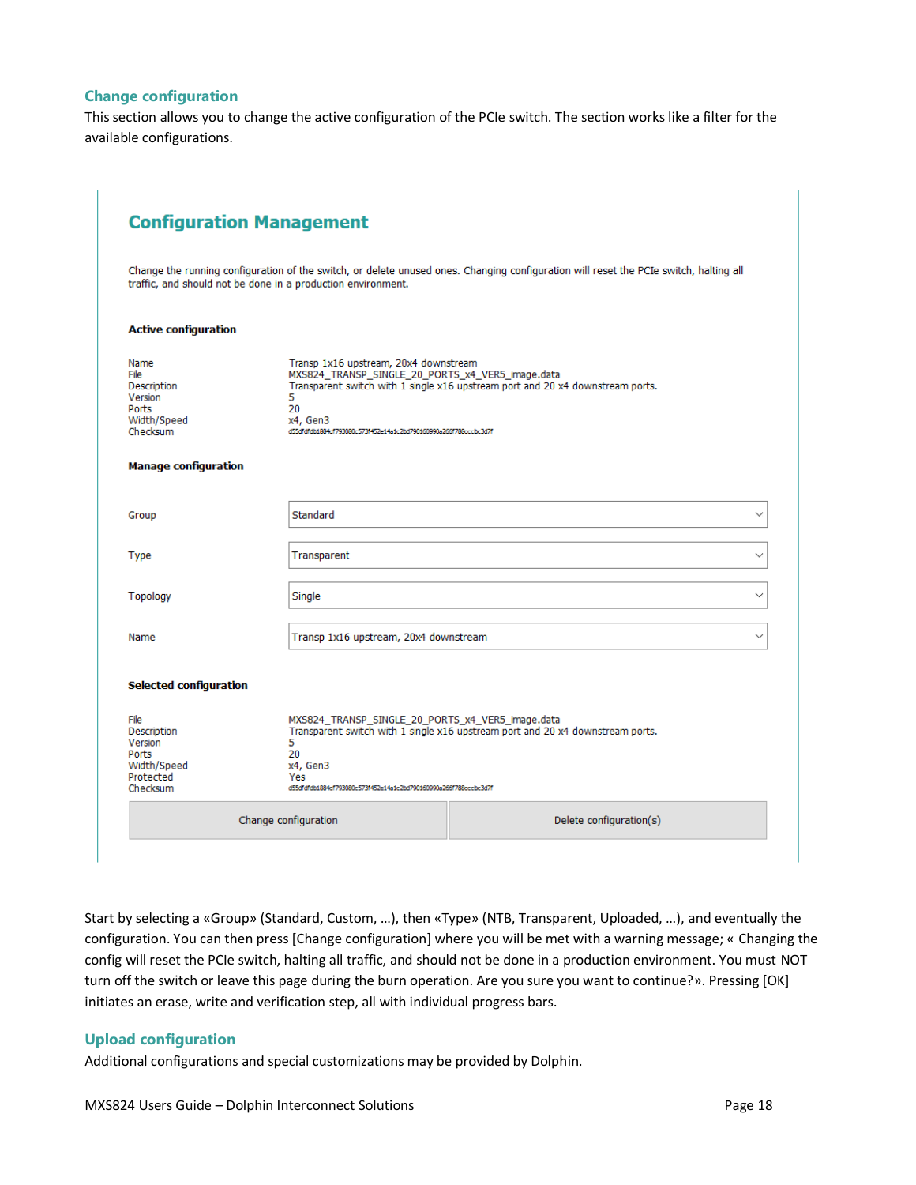### Change configuration

This section allows you to change the active configuration of the PCIe switch. The section works like a filter for the available configurations.

## Configuration Management

Change the running configuration of the switch, or delete unused ones. Changing configuration will reset the PCIe switch, halting all traffic, and should not be done in a production environment.

**Active configuration**

| | |
|---|---|
| Name | Transp 1x16 upstream, 20x4 downstream |
| File | MXS824_TRANSP_SINGLE_20_PORTS_x4_VER5_image.data |
| Description | Transparent switch with 1 single x16 upstream port and 20 x4 downstream ports. |
| Version | 5 |
| Ports | 20 |
| Width/Speed | x4, Gen3 |
| Checksum | d55dfdfdb1884cf793080c573f452e14e1c2bd790160990a266f788cccbc3d7f |

**Manage configuration**

| | |
|---|---|
| Group | Standard |
| Type | Transparent |
| Topology | Single |
| Name | Transp 1x16 upstream, 20x4 downstream |

**Selected configuration**

| | |
|---|---|
| File | MXS824_TRANSP_SINGLE_20_PORTS_x4_VER5_image.data |
| Description | Transparent switch with 1 single x16 upstream port and 20 x4 downstream ports. |
| Version | 5 |
| Ports | 20 |
| Width/Speed | x4, Gen3 |
| Protected | Yes |
| Checksum | d55dfdfdb1884cf793080c573f452e14e1c2bd790160990a266f788cccbc3d7f |

[Change configuration] [Delete configuration(s)]

Start by selecting a «Group» (Standard, Custom, …), then «Type» (NTB, Transparent, Uploaded, …), and eventually the configuration. You can then press [Change configuration] where you will be met with a warning message; « Changing the config will reset the PCIe switch, halting all traffic, and should not be done in a production environment. You must NOT turn off the switch or leave this page during the burn operation. Are you sure you want to continue?». Pressing [OK] initiates an erase, write and verification step, all with individual progress bars.

### Upload configuration

Additional configurations and special customizations may be provided by Dolphin.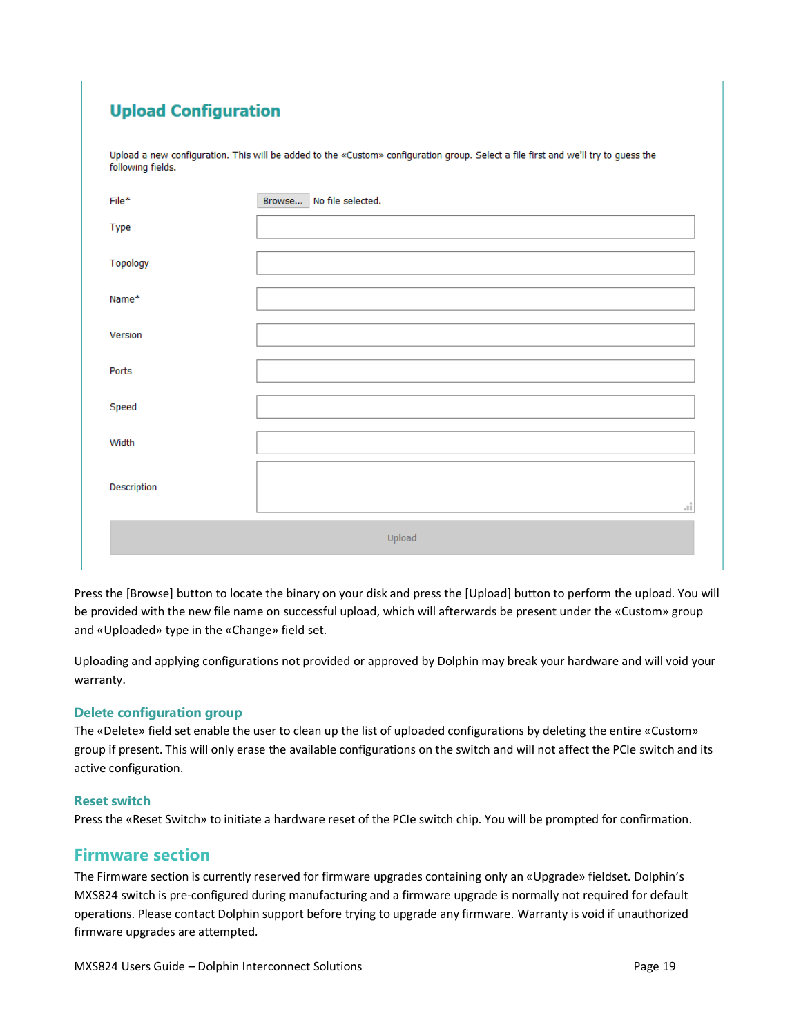## Upload Configuration

Upload a new configuration. This will be added to the «Custom» configuration group. Select a file first and we'll try to guess the following fields.

| Field | Value |
| --- | --- |
| File* | Browse... No file selected. |
| Type | |
| Topology | |
| Name* | |
| Version | |
| Ports | |
| Speed | |
| Width | |
| Description | |

Upload

Press the [Browse] button to locate the binary on your disk and press the [Upload] button to perform the upload. You will be provided with the new file name on successful upload, which will afterwards be present under the «Custom» group and «Uploaded» type in the «Change» field set.

Uploading and applying configurations not provided or approved by Dolphin may break your hardware and will void your warranty.

### Delete configuration group

The «Delete» field set enable the user to clean up the list of uploaded configurations by deleting the entire «Custom» group if present. This will only erase the available configurations on the switch and will not affect the PCIe switch and its active configuration.

### Reset switch

Press the «Reset Switch» to initiate a hardware reset of the PCIe switch chip. You will be prompted for confirmation.

## Firmware section

The Firmware section is currently reserved for firmware upgrades containing only an «Upgrade» fieldset. Dolphin's MXS824 switch is pre-configured during manufacturing and a firmware upgrade is normally not required for default operations. Please contact Dolphin support before trying to upgrade any firmware. Warranty is void if unauthorized firmware upgrades are attempted.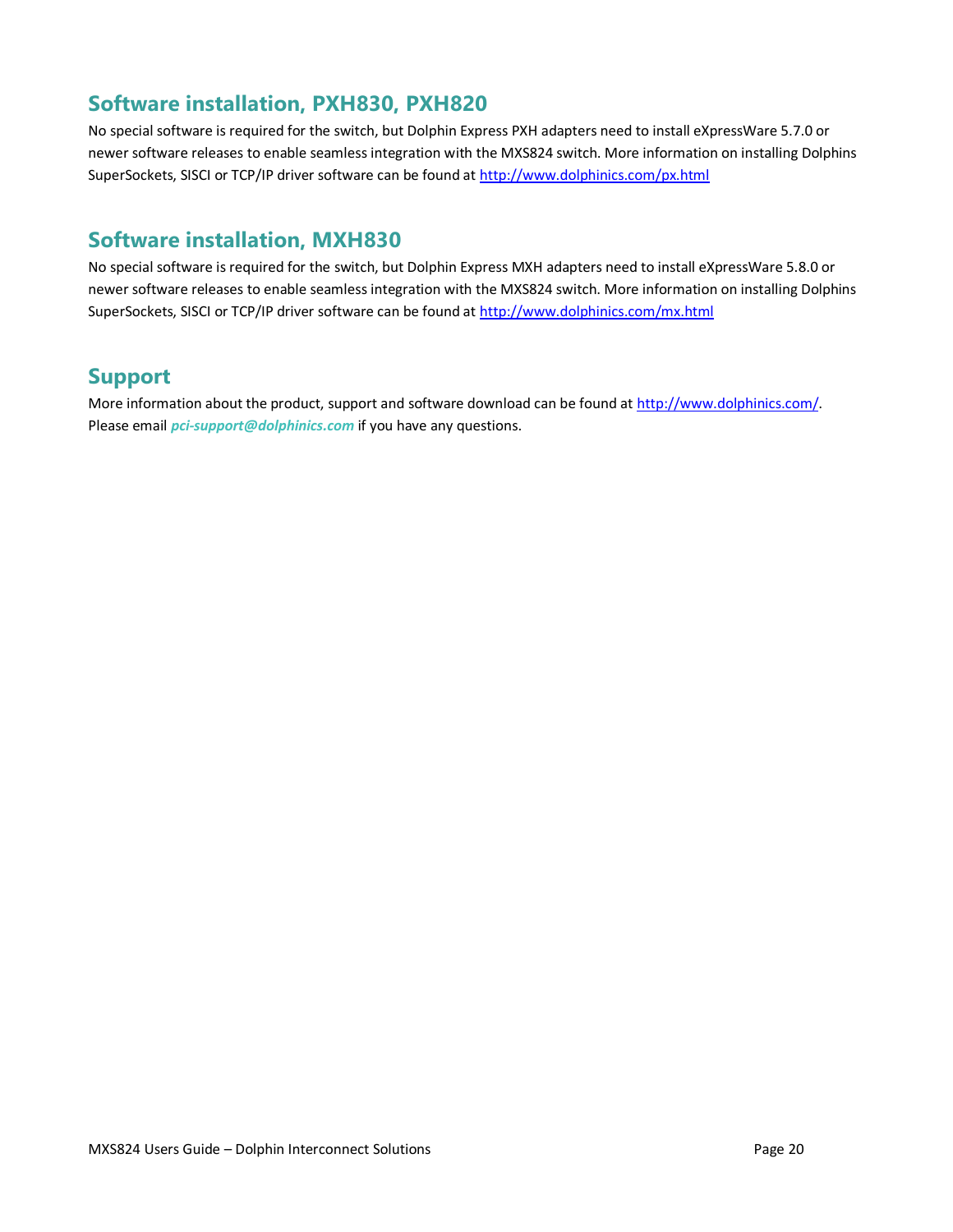## Software installation, PXH830, PXH820

No special software is required for the switch, but Dolphin Express PXH adapters need to install eXpressWare 5.7.0 or newer software releases to enable seamless integration with the MXS824 switch. More information on installing Dolphins SuperSockets, SISCI or TCP/IP driver software can be found at http://www.dolphinics.com/px.html

## Software installation, MXH830

No special software is required for the switch, but Dolphin Express MXH adapters need to install eXpressWare 5.8.0 or newer software releases to enable seamless integration with the MXS824 switch. More information on installing Dolphins SuperSockets, SISCI or TCP/IP driver software can be found at http://www.dolphinics.com/mx.html

## Support

More information about the product, support and software download can be found at http://www.dolphinics.com/.
Please email ***pci-support@dolphinics.com*** if you have any questions.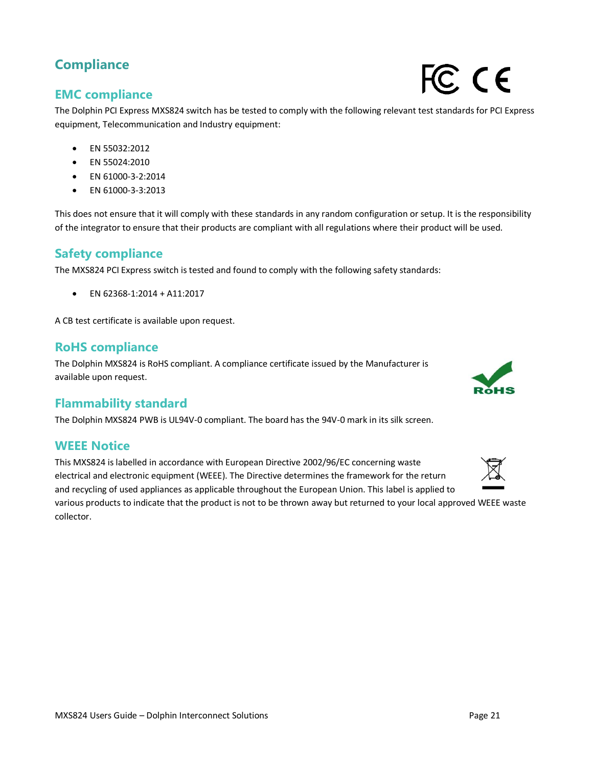# Compliance

## EMC compliance

The Dolphin PCI Express MXS824 switch has be tested to comply with the following relevant test standards for PCI Express equipment, Telecommunication and Industry equipment:

- EN 55032:2012
- EN 55024:2010
- EN 61000-3-2:2014
- EN 61000-3-3:2013

This does not ensure that it will comply with these standards in any random configuration or setup. It is the responsibility of the integrator to ensure that their products are compliant with all regulations where their product will be used.

## Safety compliance

The MXS824 PCI Express switch is tested and found to comply with the following safety standards:

- EN 62368-1:2014 + A11:2017

A CB test certificate is available upon request.

## RoHS compliance

The Dolphin MXS824 is RoHS compliant. A compliance certificate issued by the Manufacturer is available upon request.

## Flammability standard

The Dolphin MXS824 PWB is UL94V-0 compliant. The board has the 94V-0 mark in its silk screen.

## WEEE Notice

This MXS824 is labelled in accordance with European Directive 2002/96/EC concerning waste electrical and electronic equipment (WEEE). The Directive determines the framework for the return and recycling of used appliances as applicable throughout the European Union. This label is applied to various products to indicate that the product is not to be thrown away but returned to your local approved WEEE waste collector.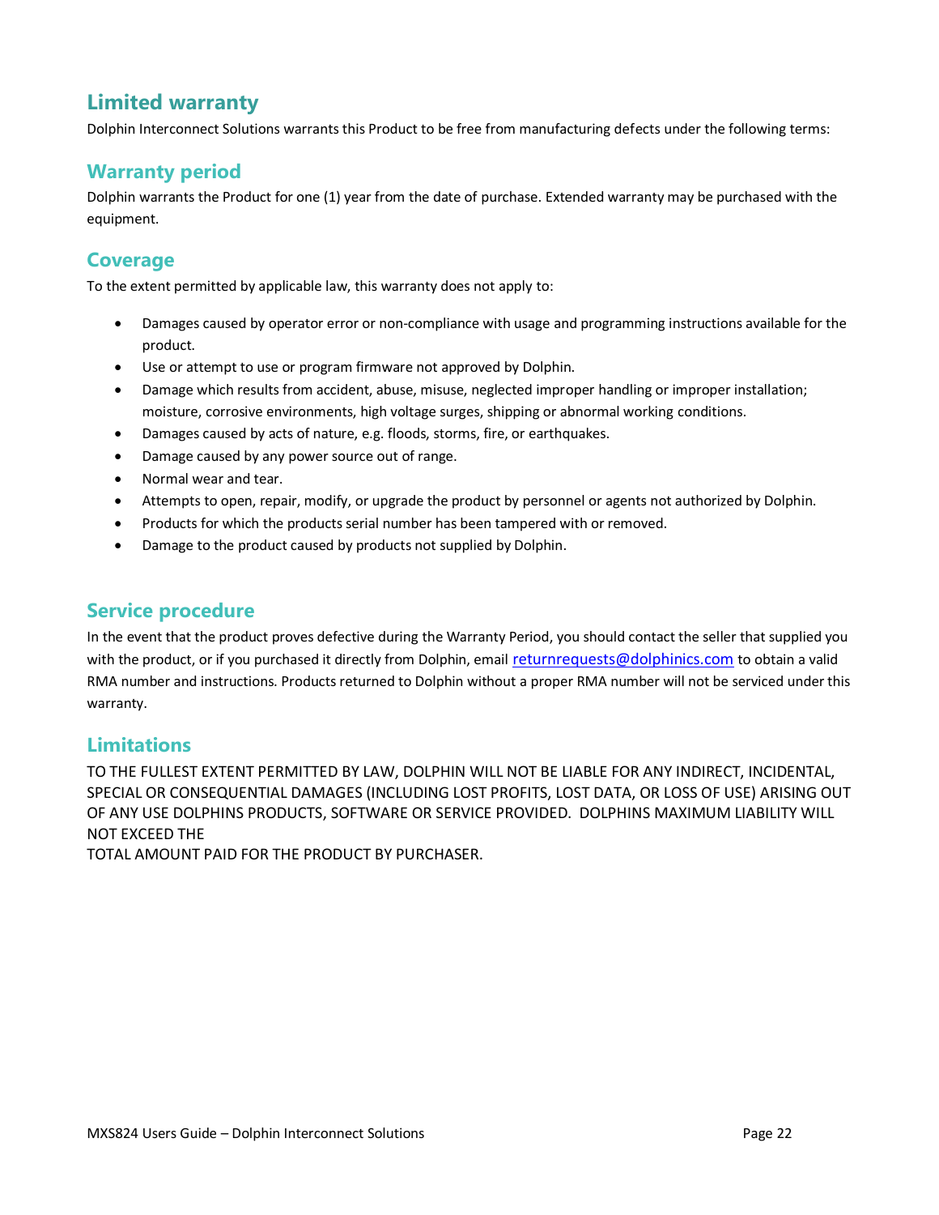## Limited warranty

Dolphin Interconnect Solutions warrants this Product to be free from manufacturing defects under the following terms:

### Warranty period

Dolphin warrants the Product for one (1) year from the date of purchase. Extended warranty may be purchased with the equipment.

### Coverage

To the extent permitted by applicable law, this warranty does not apply to:

- Damages caused by operator error or non-compliance with usage and programming instructions available for the product.
- Use or attempt to use or program firmware not approved by Dolphin.
- Damage which results from accident, abuse, misuse, neglected improper handling or improper installation; moisture, corrosive environments, high voltage surges, shipping or abnormal working conditions.
- Damages caused by acts of nature, e.g. floods, storms, fire, or earthquakes.
- Damage caused by any power source out of range.
- Normal wear and tear.
- Attempts to open, repair, modify, or upgrade the product by personnel or agents not authorized by Dolphin.
- Products for which the products serial number has been tampered with or removed.
- Damage to the product caused by products not supplied by Dolphin.

### Service procedure

In the event that the product proves defective during the Warranty Period, you should contact the seller that supplied you with the product, or if you purchased it directly from Dolphin, email returnrequests@dolphinics.com to obtain a valid RMA number and instructions. Products returned to Dolphin without a proper RMA number will not be serviced under this warranty.

### Limitations

TO THE FULLEST EXTENT PERMITTED BY LAW, DOLPHIN WILL NOT BE LIABLE FOR ANY INDIRECT, INCIDENTAL, SPECIAL OR CONSEQUENTIAL DAMAGES (INCLUDING LOST PROFITS, LOST DATA, OR LOSS OF USE) ARISING OUT OF ANY USE DOLPHINS PRODUCTS, SOFTWARE OR SERVICE PROVIDED. DOLPHINS MAXIMUM LIABILITY WILL NOT EXCEED THE
TOTAL AMOUNT PAID FOR THE PRODUCT BY PURCHASER.